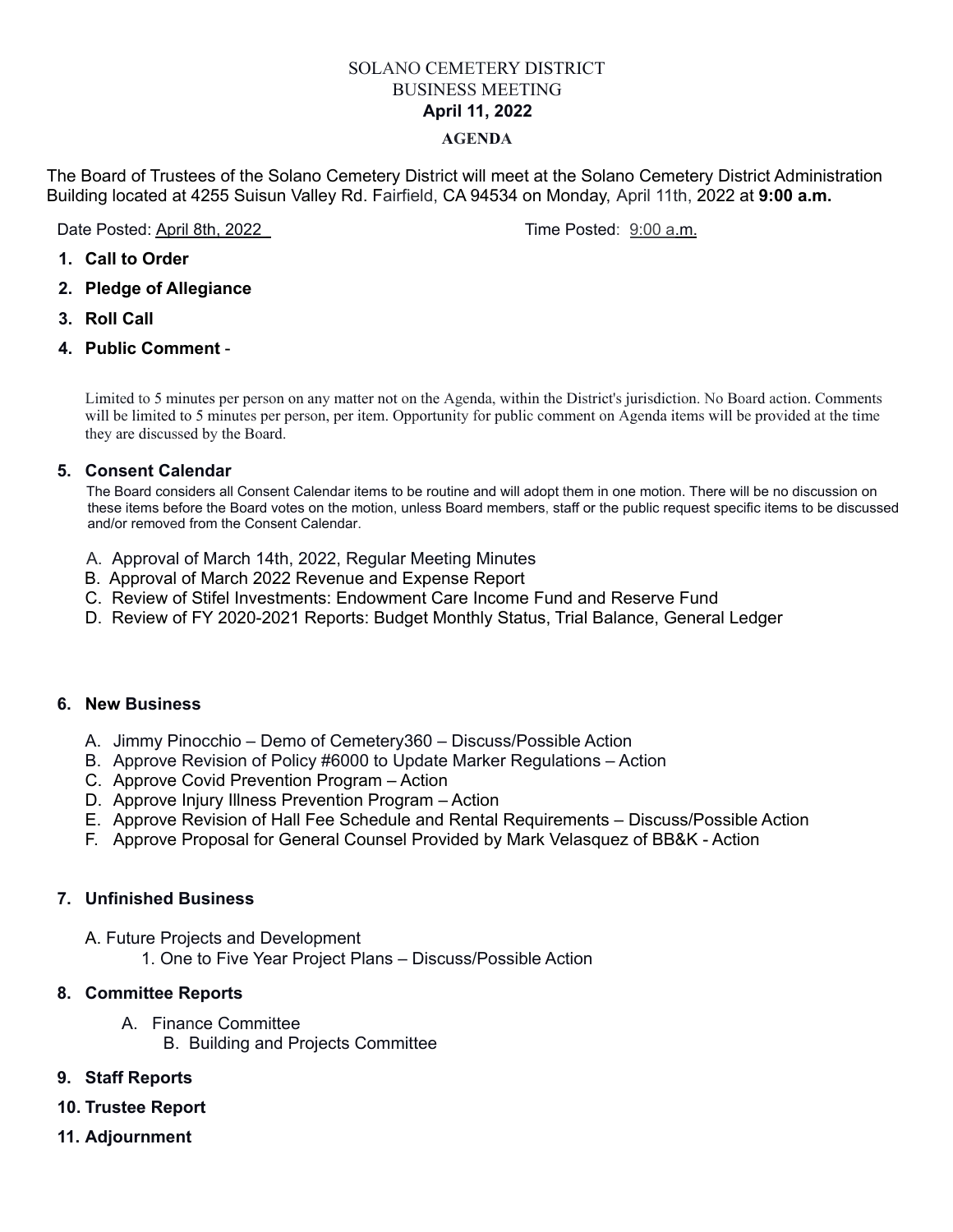# SOLANO CEMETERY DISTRICT
## BUSINESS MEETING
### April 11, 2022

**AGENDA**

The Board of Trustees of the Solano Cemetery District will meet at the Solano Cemetery District Administration Building located at 4255 Suisun Valley Rd. Fairfield, CA 94534 on Monday, April 11th, 2022 at **9:00 a.m.**

Date Posted: April 8th, 2022    Time Posted: 9:00 a.m.

1. **Call to Order**
2. **Pledge of Allegiance**
3. **Roll Call**
4. **Public Comment** -

   Limited to 5 minutes per person on any matter not on the Agenda, within the District's jurisdiction. No Board action. Comments will be limited to 5 minutes per person, per item. Opportunity for public comment on Agenda items will be provided at the time they are discussed by the Board.

5. **Consent Calendar**

   The Board considers all Consent Calendar items to be routine and will adopt them in one motion. There will be no discussion on these items before the Board votes on the motion, unless Board members, staff or the public request specific items to be discussed and/or removed from the Consent Calendar.

   A. Approval of March 14th, 2022, Regular Meeting Minutes
   B. Approval of March 2022 Revenue and Expense Report
   C. Review of Stifel Investments: Endowment Care Income Fund and Reserve Fund
   D. Review of FY 2020-2021 Reports: Budget Monthly Status, Trial Balance, General Ledger

6. **New Business**

   A. Jimmy Pinocchio – Demo of Cemetery360 – Discuss/Possible Action
   B. Approve Revision of Policy #6000 to Update Marker Regulations – Action
   C. Approve Covid Prevention Program – Action
   D. Approve Injury Illness Prevention Program – Action
   E. Approve Revision of Hall Fee Schedule and Rental Requirements – Discuss/Possible Action
   F. Approve Proposal for General Counsel Provided by Mark Velasquez of BB&K - Action

7. **Unfinished Business**

   A. Future Projects and Development
      1. One to Five Year Project Plans – Discuss/Possible Action

8. **Committee Reports**

   A. Finance Committee
   B. Building and Projects Committee

9. **Staff Reports**
10. **Trustee Report**
11. **Adjournment**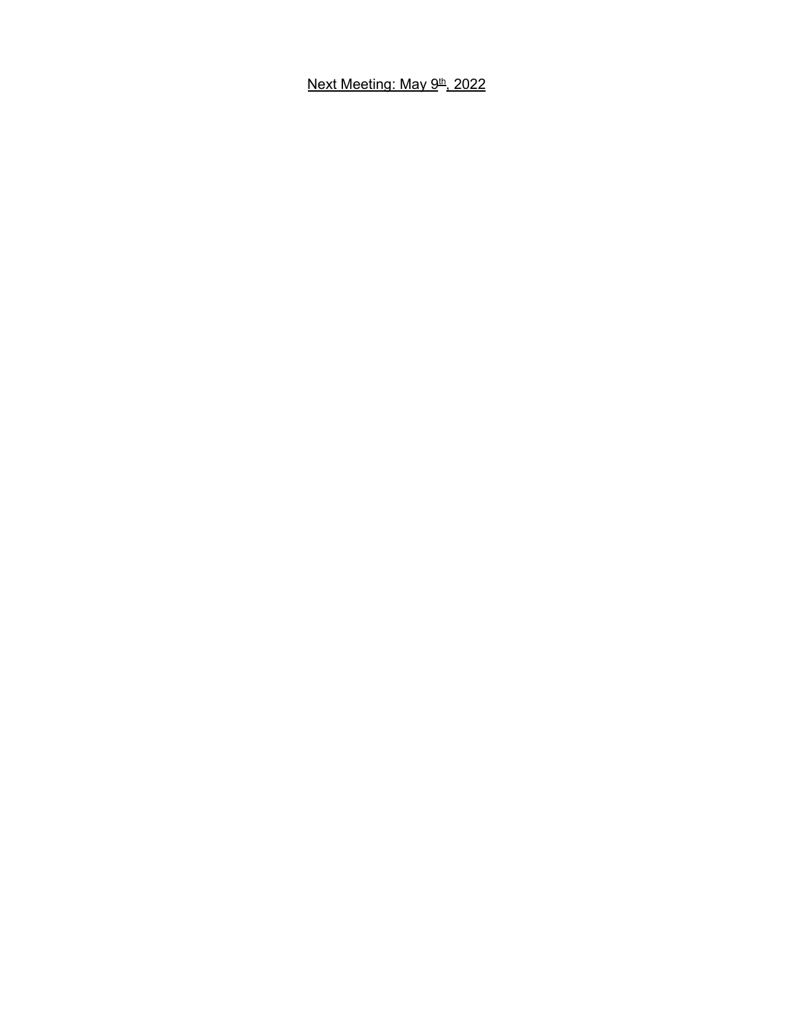Next Meeting: May 9th, 2022